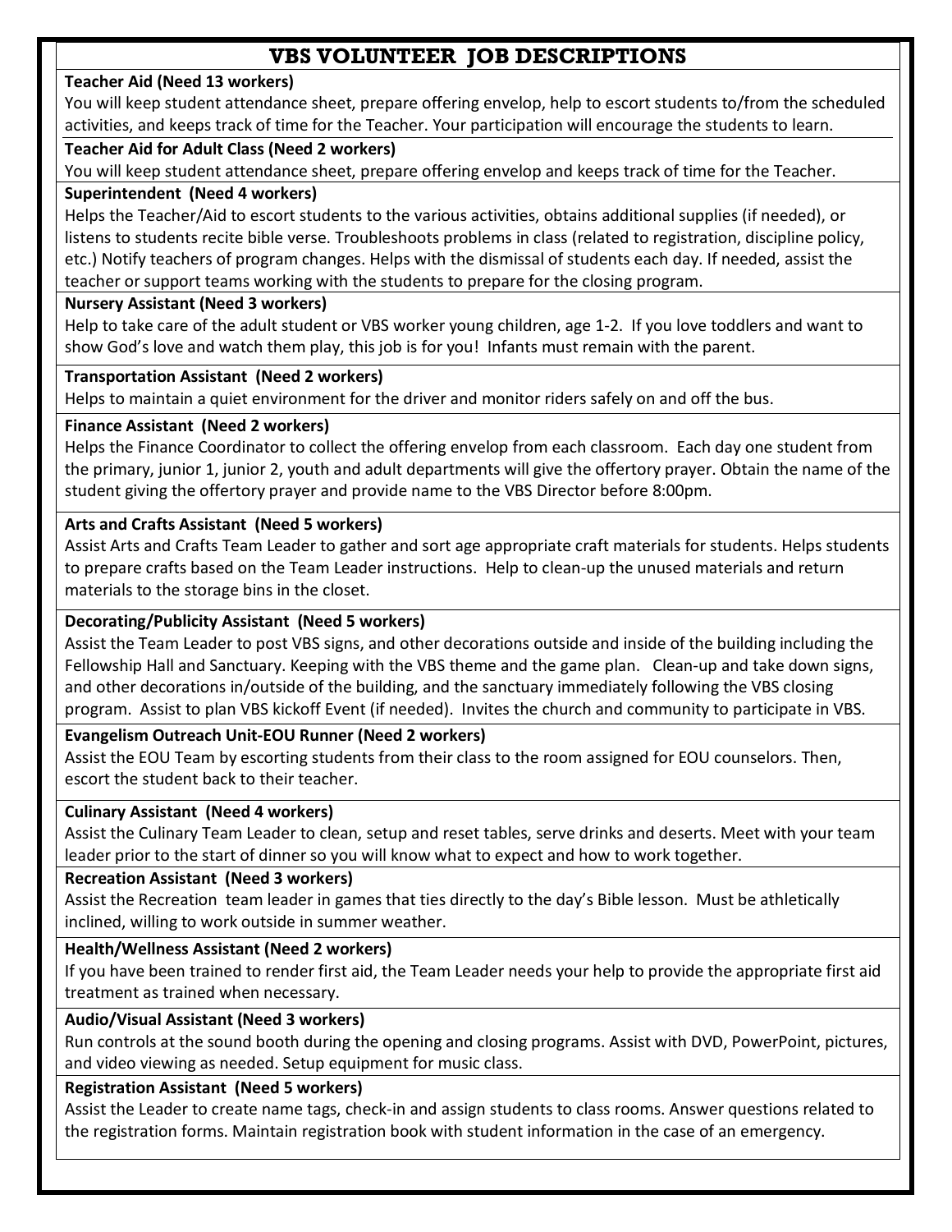# VBS VOLUNTEER JOB DESCRIPTIONS

**Teacher Aid (Need 13 workers)**

You will keep student attendance sheet, prepare offering envelop, help to escort students to/from the scheduled activities, and keeps track of time for the Teacher. Your participation will encourage the students to learn.

**Teacher Aid for Adult Class (Need 2 workers)**

You will keep student attendance sheet, prepare offering envelop and keeps track of time for the Teacher.

**Superintendent (Need 4 workers)**

Helps the Teacher/Aid to escort students to the various activities, obtains additional supplies (if needed), or listens to students recite bible verse. Troubleshoots problems in class (related to registration, discipline policy, etc.) Notify teachers of program changes. Helps with the dismissal of students each day. If needed, assist the teacher or support teams working with the students to prepare for the closing program.

**Nursery Assistant (Need 3 workers)**

Help to take care of the adult student or VBS worker young children, age 1-2. If you love toddlers and want to show God's love and watch them play, this job is for you! Infants must remain with the parent.

**Transportation Assistant (Need 2 workers)**

Helps to maintain a quiet environment for the driver and monitor riders safely on and off the bus.

**Finance Assistant (Need 2 workers)**

Helps the Finance Coordinator to collect the offering envelop from each classroom. Each day one student from the primary, junior 1, junior 2, youth and adult departments will give the offertory prayer. Obtain the name of the student giving the offertory prayer and provide name to the VBS Director before 8:00pm.

**Arts and Crafts Assistant (Need 5 workers)**

Assist Arts and Crafts Team Leader to gather and sort age appropriate craft materials for students. Helps students to prepare crafts based on the Team Leader instructions. Help to clean-up the unused materials and return materials to the storage bins in the closet.

**Decorating/Publicity Assistant (Need 5 workers)**

Assist the Team Leader to post VBS signs, and other decorations outside and inside of the building including the Fellowship Hall and Sanctuary. Keeping with the VBS theme and the game plan. Clean-up and take down signs, and other decorations in/outside of the building, and the sanctuary immediately following the VBS closing program. Assist to plan VBS kickoff Event (if needed). Invites the church and community to participate in VBS.

**Evangelism Outreach Unit-EOU Runner (Need 2 workers)**

Assist the EOU Team by escorting students from their class to the room assigned for EOU counselors. Then, escort the student back to their teacher.

**Culinary Assistant (Need 4 workers)**

Assist the Culinary Team Leader to clean, setup and reset tables, serve drinks and deserts. Meet with your team leader prior to the start of dinner so you will know what to expect and how to work together.

**Recreation Assistant (Need 3 workers)**

Assist the Recreation team leader in games that ties directly to the day's Bible lesson. Must be athletically inclined, willing to work outside in summer weather.

**Health/Wellness Assistant (Need 2 workers)**

If you have been trained to render first aid, the Team Leader needs your help to provide the appropriate first aid treatment as trained when necessary.

**Audio/Visual Assistant (Need 3 workers)**

Run controls at the sound booth during the opening and closing programs. Assist with DVD, PowerPoint, pictures, and video viewing as needed. Setup equipment for music class.

**Registration Assistant (Need 5 workers)**

Assist the Leader to create name tags, check-in and assign students to class rooms. Answer questions related to the registration forms. Maintain registration book with student information in the case of an emergency.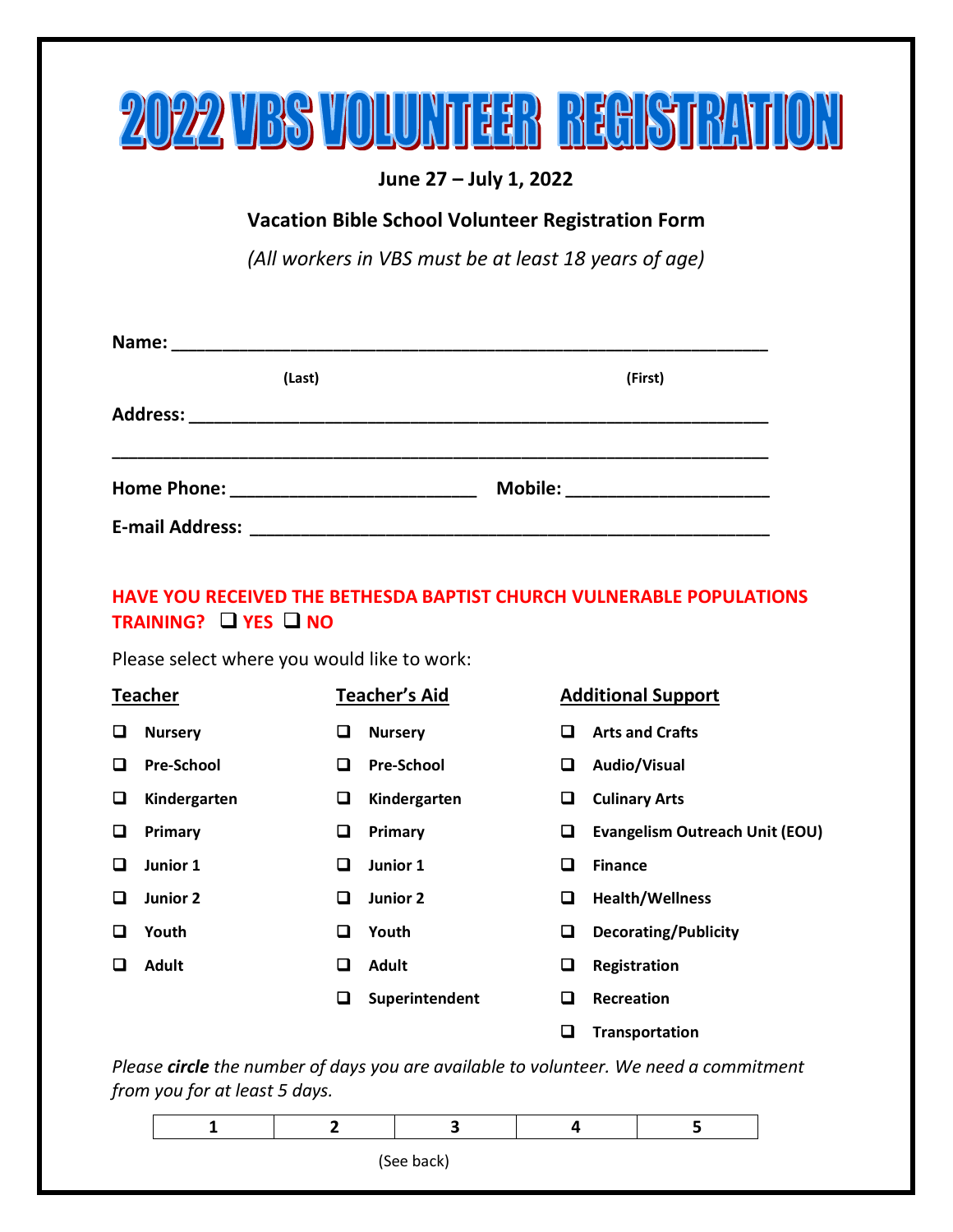# 2022 VBS VOLUNTEER REGISTRATION

**June 27 – July 1, 2022**

**Vacation Bible School Volunteer Registration Form**

*(All workers in VBS must be at least 18 years of age)*

**Name:** ____________________________________________________________

(Last) (First)

**Address:** __________________________________________________________

____________________________________________________________________

**Home Phone:** _______________________ **Mobile:** ___________________

**E-mail Address:** ____________________________________________________

**HAVE YOU RECEIVED THE BETHESDA BAPTIST CHURCH VULNERABLE POPULATIONS TRAINING?** ❑ **YES** ❑ **NO**

Please select where you would like to work:

**Teacher**

- ❑ **Nursery**
- ❑ **Pre-School**
- ❑ **Kindergarten**
- ❑ **Primary**
- ❑ **Junior 1**
- ❑ **Junior 2**
- ❑ **Youth**
- ❑ **Adult**

**Teacher's Aid**

- ❑ **Nursery**
- ❑ **Pre-School**
- ❑ **Kindergarten**
- ❑ **Primary**
- ❑ **Junior 1**
- ❑ **Junior 2**
- ❑ **Youth**
- ❑ **Adult**
- ❑ **Superintendent**

**Additional Support**

- ❑ **Arts and Crafts**
- ❑ **Audio/Visual**
- ❑ **Culinary Arts**
- ❑ **Evangelism Outreach Unit (EOU)**
- ❑ **Finance**
- ❑ **Health/Wellness**
- ❑ **Decorating/Publicity**
- ❑ **Registration**
- ❑ **Recreation**
- ❑ **Transportation**

*Please **circle** the number of days you are available to volunteer. We need a commitment from you for at least 5 days.*

| | | | | |
|---|---|---|---|---|
| **1** | **2** | **3** | **4** | **5** |

(See back)